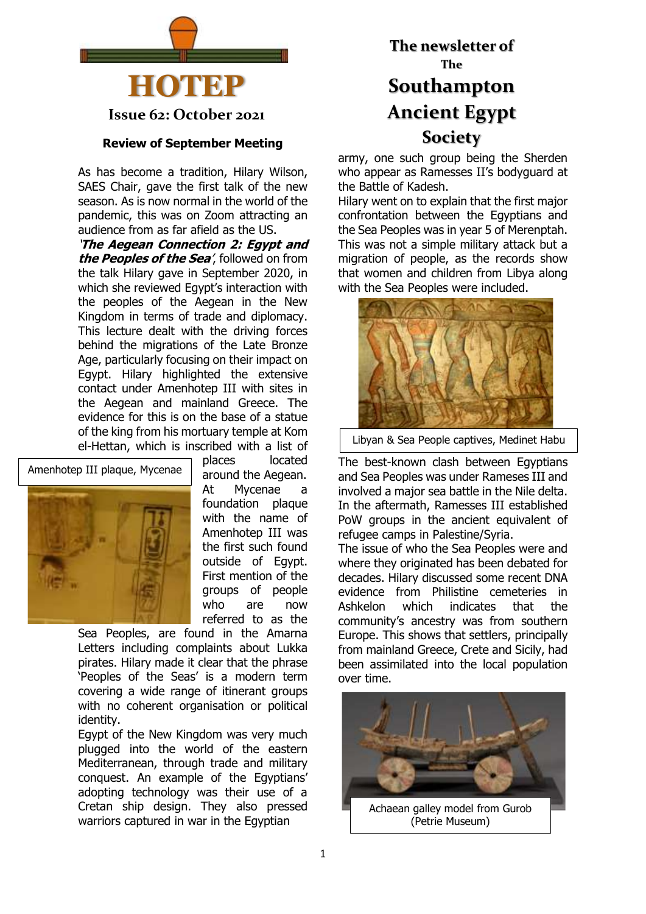# HOTEP

**Issue 62: October 2021**

**The newsletter of The Southampton Ancient Egypt Society**

## Review of September Meeting

As has become a tradition, Hilary Wilson, SAES Chair, gave the first talk of the new season. As is now normal in the world of the pandemic, this was on Zoom attracting an audience from as far afield as the US.

***'The Aegean Connection 2: Egypt and the Peoples of the Sea'***, followed on from the talk Hilary gave in September 2020, in which she reviewed Egypt's interaction with the peoples of the Aegean in the New Kingdom in terms of trade and diplomacy. This lecture dealt with the driving forces behind the migrations of the Late Bronze Age, particularly focusing on their impact on Egypt. Hilary highlighted the extensive contact under Amenhotep III with sites in the Aegean and mainland Greece. The evidence for this is on the base of a statue of the king from his mortuary temple at Kom el-Hettan, which is inscribed with a list of places located around the Aegean. At Mycenae a foundation plaque with the name of Amenhotep III was the first such found outside of Egypt. First mention of the groups of people who are now referred to as the Sea Peoples, are found in the Amarna Letters including complaints about Lukka pirates. Hilary made it clear that the phrase 'Peoples of the Seas' is a modern term covering a wide range of itinerant groups with no coherent organisation or political identity.

Amenhotep III plaque, Mycenae

Egypt of the New Kingdom was very much plugged into the world of the eastern Mediterranean, through trade and military conquest. An example of the Egyptians' adopting technology was their use of a Cretan ship design. They also pressed warriors captured in war in the Egyptian army, one such group being the Sherden who appear as Ramesses II's bodyguard at the Battle of Kadesh.

Hilary went on to explain that the first major confrontation between the Egyptians and the Sea Peoples was in year 5 of Merenptah. This was not a simple military attack but a migration of people, as the records show that women and children from Libya along with the Sea Peoples were included.

Libyan & Sea People captives, Medinet Habu

The best-known clash between Egyptians and Sea Peoples was under Rameses III and involved a major sea battle in the Nile delta. In the aftermath, Ramesses III established PoW groups in the ancient equivalent of refugee camps in Palestine/Syria.

The issue of who the Sea Peoples were and where they originated has been debated for decades. Hilary discussed some recent DNA evidence from Philistine cemeteries in Ashkelon which indicates that the community's ancestry was from southern Europe. This shows that settlers, principally from mainland Greece, Crete and Sicily, had been assimilated into the local population over time.

Achaean galley model from Gurob (Petrie Museum)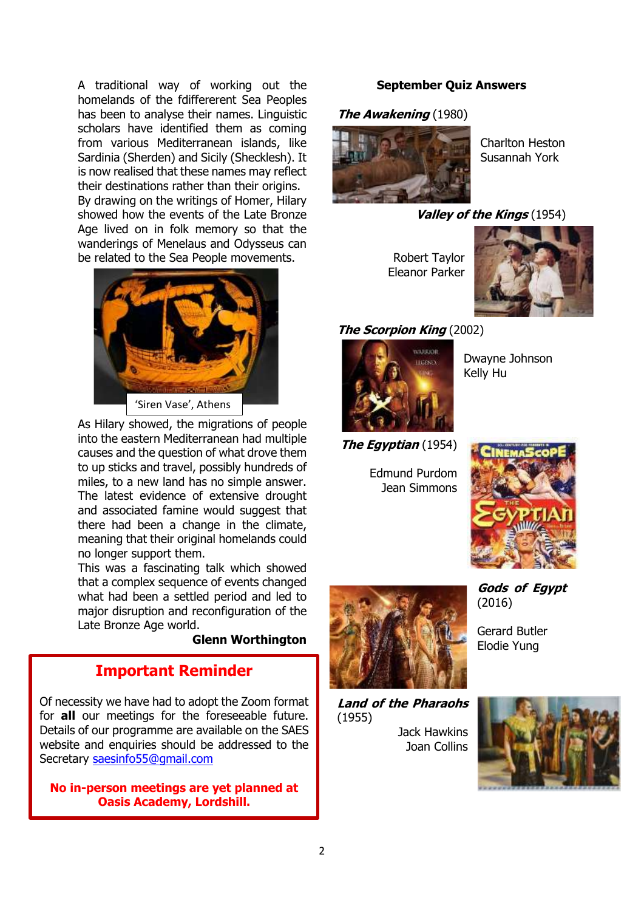A traditional way of working out the homelands of the fdifferent Sea Peoples has been to analyse their names. Linguistic scholars have identified them as coming from various Mediterranean islands, like Sardinia (Sherden) and Sicily (Shecklesh). It is now realised that these names may reflect their destinations rather than their origins. By drawing on the writings of Homer, Hilary showed how the events of the Late Bronze Age lived on in folk memory so that the wanderings of Menelaus and Odysseus can be related to the Sea People movements.

'Siren Vase', Athens

As Hilary showed, the migrations of people into the eastern Mediterranean had multiple causes and the question of what drove them to up sticks and travel, possibly hundreds of miles, to a new land has no simple answer. The latest evidence of extensive drought and associated famine would suggest that there had been a change in the climate, meaning that their original homelands could no longer support them.

This was a fascinating talk which showed that a complex sequence of events changed what had been a settled period and led to major disruption and reconfiguration of the Late Bronze Age world.

**Glenn Worthington**

## Important Reminder

Of necessity we have had to adopt the Zoom format for **all** our meetings for the foreseeable future. Details of our programme are available on the SAES website and enquiries should be addressed to the Secretary saesinfo55@gmail.com

**No in-person meetings are yet planned at Oasis Academy, Lordshill.**

### September Quiz Answers

***The Awakening*** (1980)
Charlton Heston
Susannah York

***Valley of the Kings*** (1954)
Robert Taylor
Eleanor Parker

***The Scorpion King*** (2002)
Dwayne Johnson
Kelly Hu

***The Egyptian*** (1954)
Edmund Purdom
Jean Simmons

***Gods of Egypt*** (2016)
Gerard Butler
Elodie Yung

***Land of the Pharaohs*** (1955)
Jack Hawkins
Joan Collins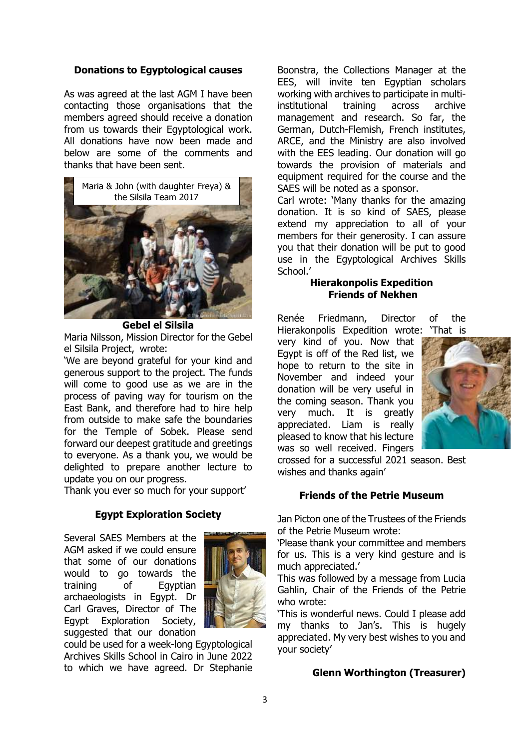### Donations to Egyptological causes

As was agreed at the last AGM I have been contacting those organisations that the members agreed should receive a donation from us towards their Egyptological work. All donations have now been made and below are some of the comments and thanks that have been sent.

Maria & John (with daughter Freya) & the Silsila Team 2017

### Gebel el Silsila

Maria Nilsson, Mission Director for the Gebel el Silsila Project, wrote:

'We are beyond grateful for your kind and generous support to the project. The funds will come to good use as we are in the process of paving way for tourism on the East Bank, and therefore had to hire help from outside to make safe the boundaries for the Temple of Sobek. Please send forward our deepest gratitude and greetings to everyone. As a thank you, we would be delighted to prepare another lecture to update you on our progress.

Thank you ever so much for your support'

### Egypt Exploration Society

Several SAES Members at the AGM asked if we could ensure that some of our donations would to go towards the training of Egyptian archaeologists in Egypt. Dr Carl Graves, Director of The Egypt Exploration Society, suggested that our donation could be used for a week-long Egyptological Archives Skills School in Cairo in June 2022 to which we have agreed. Dr Stephanie Boonstra, the Collections Manager at the EES, will invite ten Egyptian scholars working with archives to participate in multi-institutional training across archive management and research. So far, the German, Dutch-Flemish, French institutes, ARCE, and the Ministry are also involved with the EES leading. Our donation will go towards the provision of materials and equipment required for the course and the SAES will be noted as a sponsor.

Carl wrote: 'Many thanks for the amazing donation. It is so kind of SAES, please extend my appreciation to all of your members for their generosity. I can assure you that their donation will be put to good use in the Egyptological Archives Skills School.'

### Hierakonpolis Expedition Friends of Nekhen

Renée Friedmann, Director of the Hierakonpolis Expedition wrote: 'That is very kind of you. Now that Egypt is off of the Red list, we hope to return to the site in November and indeed your donation will be very useful in the coming season. Thank you very much. It is greatly appreciated. Liam is really pleased to know that his lecture was so well received. Fingers crossed for a successful 2021 season. Best wishes and thanks again'

### Friends of the Petrie Museum

Jan Picton one of the Trustees of the Friends of the Petrie Museum wrote:

'Please thank your committee and members for us. This is a very kind gesture and is much appreciated.'

This was followed by a message from Lucia Gahlin, Chair of the Friends of the Petrie who wrote:

'This is wonderful news. Could I please add my thanks to Jan's. This is hugely appreciated. My very best wishes to you and your society'

**Glenn Worthington (Treasurer)**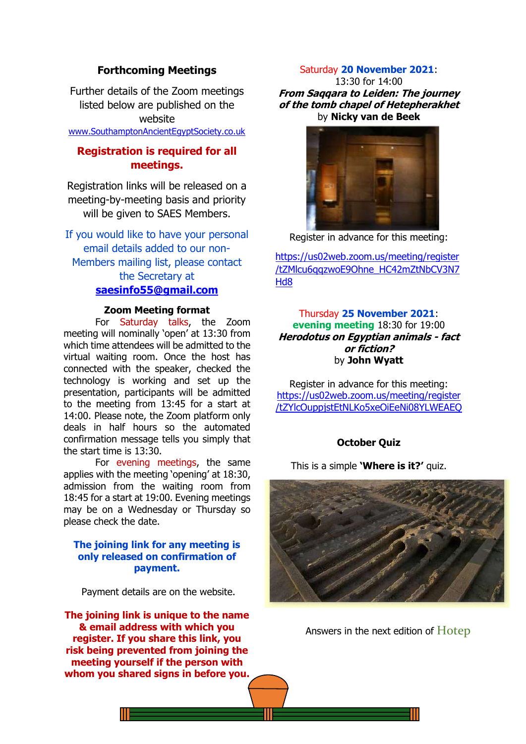## Forthcoming Meetings

Further details of the Zoom meetings listed below are published on the website
www.SouthamptonAncientEgyptSociety.co.uk

**Registration is required for all meetings.**

Registration links will be released on a meeting-by-meeting basis and priority will be given to SAES Members.

If you would like to have your personal email details added to our non-Members mailing list, please contact the Secretary at **saesinfo55@gmail.com**

### Zoom Meeting format

For Saturday talks, the Zoom meeting will nominally 'open' at 13:30 from which time attendees will be admitted to the virtual waiting room. Once the host has connected with the speaker, checked the technology is working and set up the presentation, participants will be admitted to the meeting from 13:45 for a start at 14:00. Please note, the Zoom platform only deals in half hours so the automated confirmation message tells you simply that the start time is 13:30.

For evening meetings, the same applies with the meeting 'opening' at 18:30, admission from the waiting room from 18:45 for a start at 19:00. Evening meetings may be on a Wednesday or Thursday so please check the date.

**The joining link for any meeting is only released on confirmation of payment.**

Payment details are on the website.

**The joining link is unique to the name & email address with which you register. If you share this link, you risk being prevented from joining the meeting yourself if the person with whom you shared signs in before you.**

Saturday **20 November 2021**:
13:30 for 14:00
***From Saqqara to Leiden: The journey of the tomb chapel of Hetepherakhet***
by **Nicky van de Beek**

Register in advance for this meeting:

https://us02web.zoom.us/meeting/register/tZMlcu6qqzwoE9Ohne_HC42mZtNbCV3N7Hd8

Thursday **25 November 2021**:
**evening meeting** 18:30 for 19:00
***Herodotus on Egyptian animals - fact or fiction?***
by **John Wyatt**

Register in advance for this meeting:
https://us02web.zoom.us/meeting/register/tZYlcOuppjstEtNLKo5xeOiEeNi08YLWEAEQ

### October Quiz

This is a simple **'Where is it?'** quiz.

Answers in the next edition of Hotep